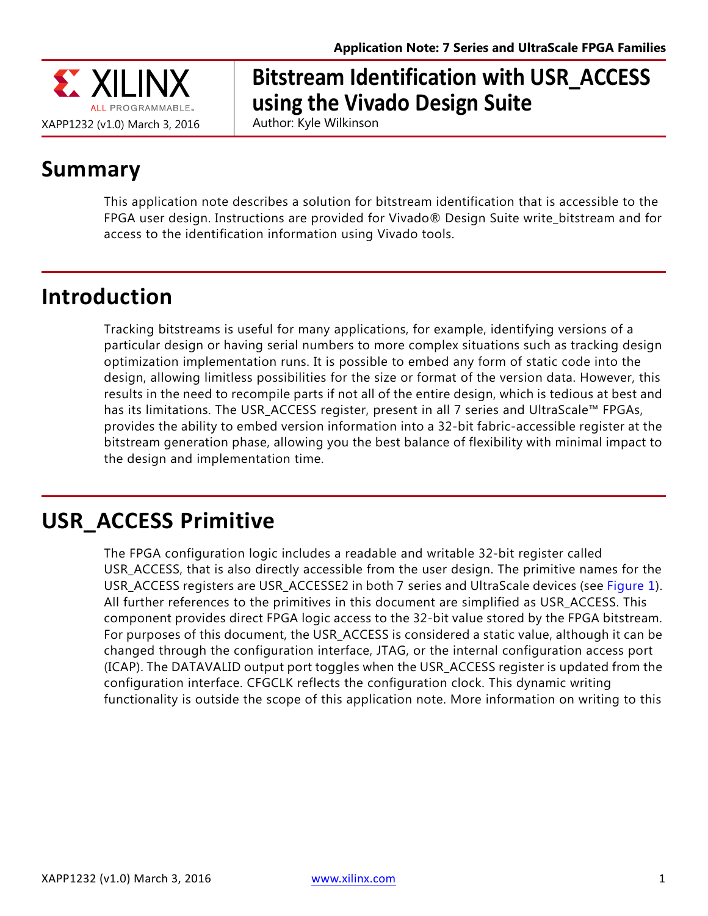Application Note: 7 Series and UltraScale FPGA Families

XAPP1232 (v1.0) March 3, 2016

# Bitstream Identification with USR_ACCESS using the Vivado Design Suite

Author: Kyle Wilkinson

## Summary

This application note describes a solution for bitstream identification that is accessible to the FPGA user design. Instructions are provided for Vivado® Design Suite write_bitstream and for access to the identification information using Vivado tools.

## Introduction

Tracking bitstreams is useful for many applications, for example, identifying versions of a particular design or having serial numbers to more complex situations such as tracking design optimization implementation runs. It is possible to embed any form of static code into the design, allowing limitless possibilities for the size or format of the version data. However, this results in the need to recompile parts if not all of the entire design, which is tedious at best and has its limitations. The USR_ACCESS register, present in all 7 series and UltraScale™ FPGAs, provides the ability to embed version information into a 32-bit fabric-accessible register at the bitstream generation phase, allowing you the best balance of flexibility with minimal impact to the design and implementation time.

## USR_ACCESS Primitive

The FPGA configuration logic includes a readable and writable 32-bit register called USR_ACCESS, that is also directly accessible from the user design. The primitive names for the USR_ACCESS registers are USR_ACCESSE2 in both 7 series and UltraScale devices (see Figure 1). All further references to the primitives in this document are simplified as USR_ACCESS. This component provides direct FPGA logic access to the 32-bit value stored by the FPGA bitstream. For purposes of this document, the USR_ACCESS is considered a static value, although it can be changed through the configuration interface, JTAG, or the internal configuration access port (ICAP). The DATAVALID output port toggles when the USR_ACCESS register is updated from the configuration interface. CFGCLK reflects the configuration clock. This dynamic writing functionality is outside the scope of this application note. More information on writing to this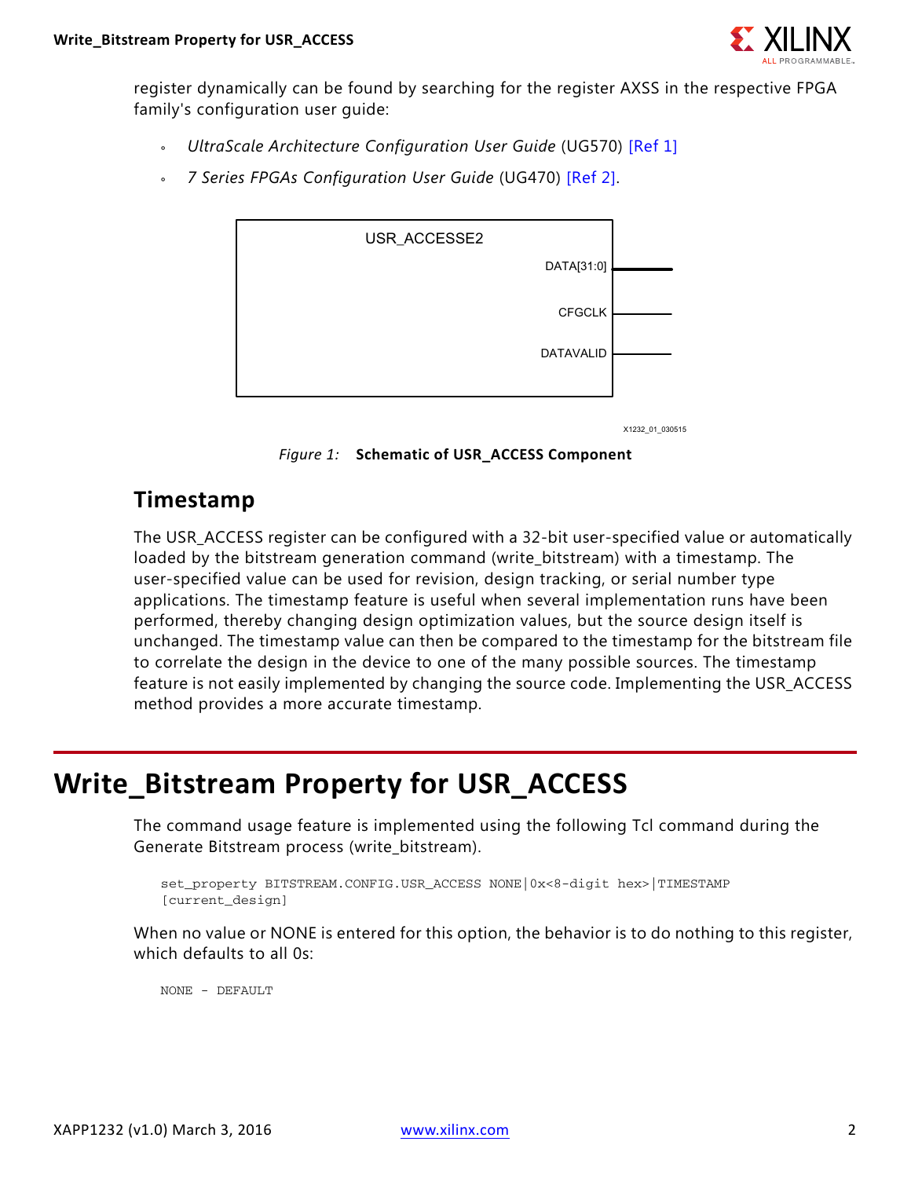register dynamically can be found by searching for the register AXSS in the respective FPGA family's configuration user guide:

- *UltraScale Architecture Configuration User Guide* (UG570) [Ref 1]
- *7 Series FPGAs Configuration User Guide* (UG470) [Ref 2].

USR_ACCESSE2

DATA[31:0]

CFGCLK

DATAVALID

X1232_01_030515

*Figure 1:* **Schematic of USR_ACCESS Component**

## Timestamp

The USR_ACCESS register can be configured with a 32-bit user-specified value or automatically loaded by the bitstream generation command (write_bitstream) with a timestamp. The user-specified value can be used for revision, design tracking, or serial number type applications. The timestamp feature is useful when several implementation runs have been performed, thereby changing design optimization values, but the source design itself is unchanged. The timestamp value can then be compared to the timestamp for the bitstream file to correlate the design in the device to one of the many possible sources. The timestamp feature is not easily implemented by changing the source code. Implementing the USR_ACCESS method provides a more accurate timestamp.

# Write_Bitstream Property for USR_ACCESS

The command usage feature is implemented using the following Tcl command during the Generate Bitstream process (write_bitstream).

```
set_property BITSTREAM.CONFIG.USR_ACCESS NONE|0x<8-digit hex>|TIMESTAMP
[current_design]
```

When no value or NONE is entered for this option, the behavior is to do nothing to this register, which defaults to all 0s:

```
NONE - DEFAULT
```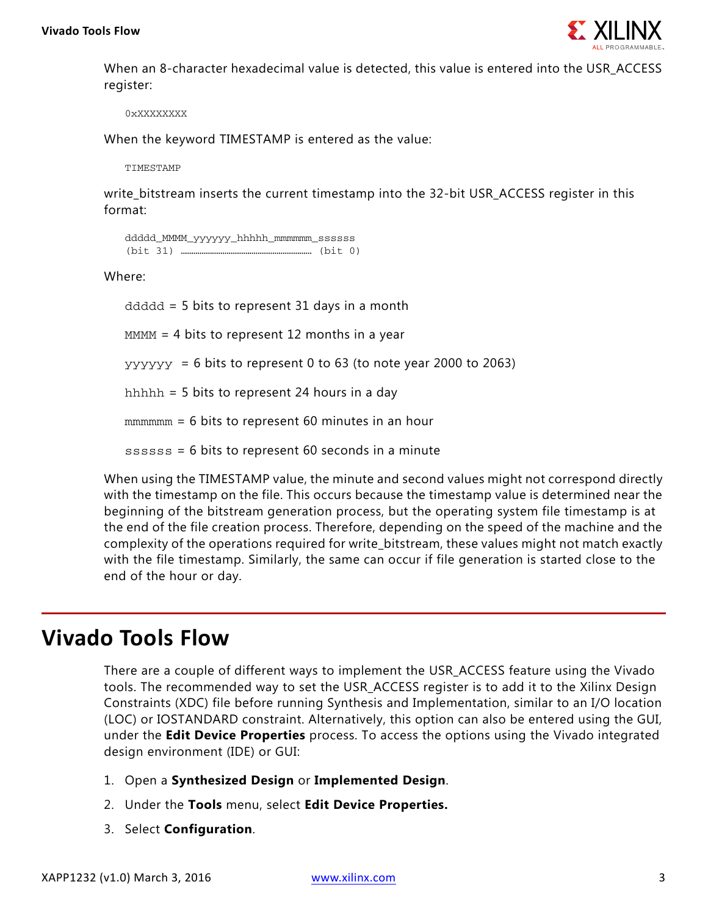When an 8-character hexadecimal value is detected, this value is entered into the USR_ACCESS register:

```
0xXXXXXXXX
```

When the keyword TIMESTAMP is entered as the value:

```
TIMESTAMP
```

write_bitstream inserts the current timestamp into the 32-bit USR_ACCESS register in this format:

```
ddddd_MMMM_yyyyyy_hhhhh_mmmmmm_ssssss
(bit 31) ........................................ (bit 0)
```

Where:

ddddd = 5 bits to represent 31 days in a month

MMMM = 4 bits to represent 12 months in a year

yyyyyy = 6 bits to represent 0 to 63 (to note year 2000 to 2063)

hhhhh = 5 bits to represent 24 hours in a day

mmmmmm = 6 bits to represent 60 minutes in an hour

ssssss = 6 bits to represent 60 seconds in a minute

When using the TIMESTAMP value, the minute and second values might not correspond directly with the timestamp on the file. This occurs because the timestamp value is determined near the beginning of the bitstream generation process, but the operating system file timestamp is at the end of the file creation process. Therefore, depending on the speed of the machine and the complexity of the operations required for write_bitstream, these values might not match exactly with the file timestamp. Similarly, the same can occur if file generation is started close to the end of the hour or day.

# Vivado Tools Flow

There are a couple of different ways to implement the USR_ACCESS feature using the Vivado tools. The recommended way to set the USR_ACCESS register is to add it to the Xilinx Design Constraints (XDC) file before running Synthesis and Implementation, similar to an I/O location (LOC) or IOSTANDARD constraint. Alternatively, this option can also be entered using the GUI, under the **Edit Device Properties** process. To access the options using the Vivado integrated design environment (IDE) or GUI:

1. Open a **Synthesized Design** or **Implemented Design**.
2. Under the **Tools** menu, select **Edit Device Properties.**
3. Select **Configuration**.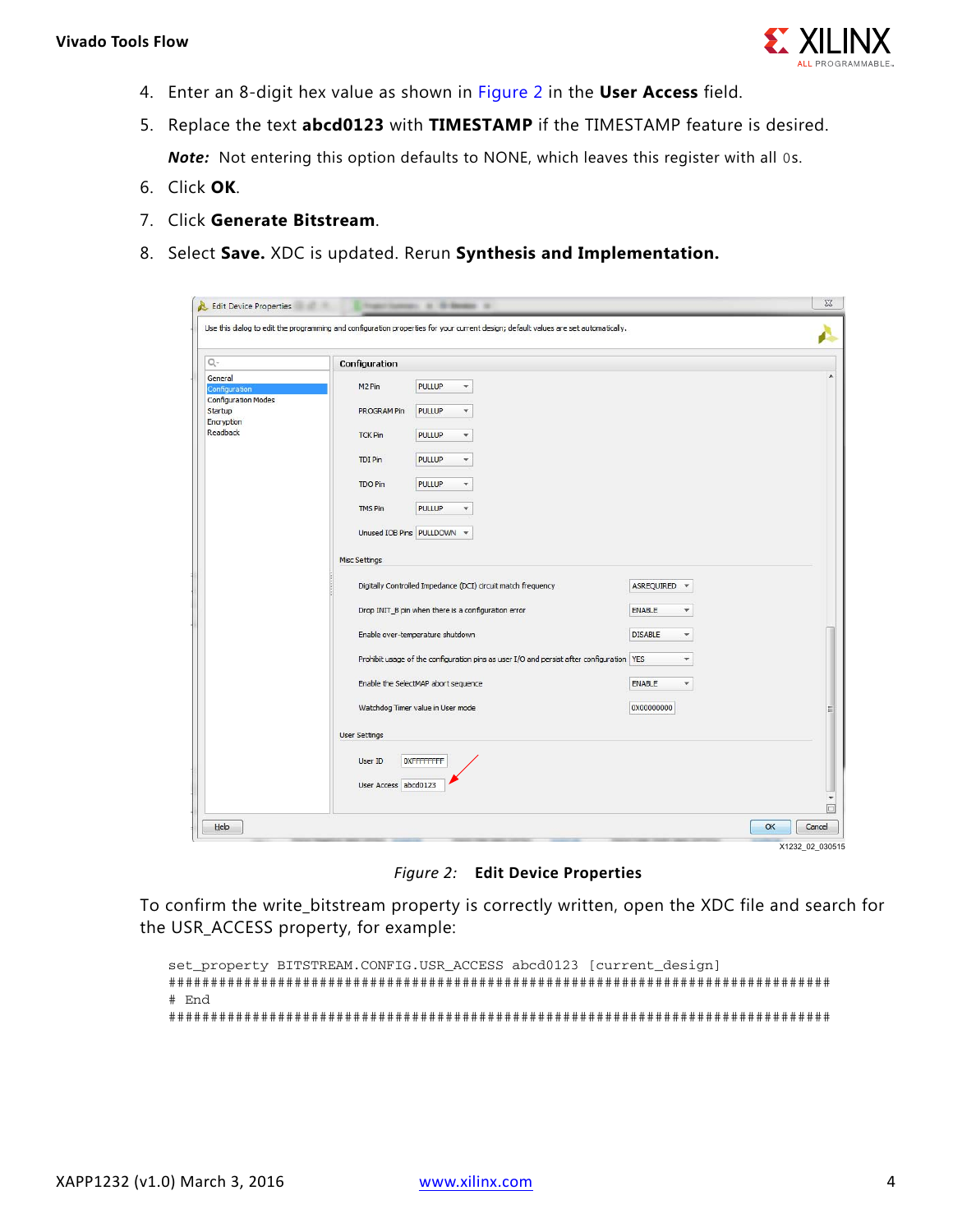4. Enter an 8-digit hex value as shown in Figure 2 in the **User Access** field.
5. Replace the text **abcd0123** with **TIMESTAMP** if the TIMESTAMP feature is desired.

   ***Note:*** Not entering this option defaults to NONE, which leaves this register with all 0s.
6. Click **OK**.
7. Click **Generate Bitstream**.
8. Select **Save.** XDC is updated. Rerun **Synthesis and Implementation.**

*Figure 2:* **Edit Device Properties**

To confirm the write_bitstream property is correctly written, open the XDC file and search for the USR_ACCESS property, for example:

```
set_property BITSTREAM.CONFIG.USR_ACCESS abcd0123 [current_design]
##############################################################################
# End
##############################################################################
```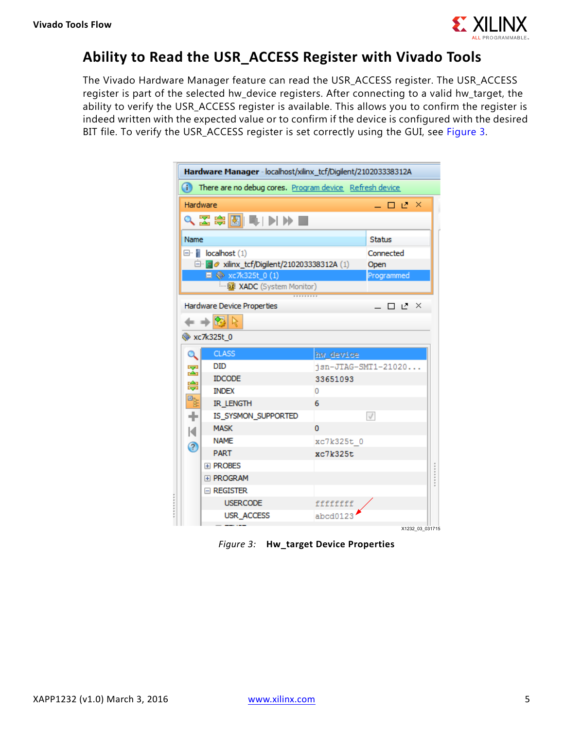## Ability to Read the USR_ACCESS Register with Vivado Tools

The Vivado Hardware Manager feature can read the USR_ACCESS register. The USR_ACCESS register is part of the selected hw_device registers. After connecting to a valid hw_target, the ability to verify the USR_ACCESS register is available. This allows you to confirm the register is indeed written with the expected value or to confirm if the device is configured with the desired BIT file. To verify the USR_ACCESS register is set correctly using the GUI, see Figure 3.

*Figure 3:* **Hw_target Device Properties**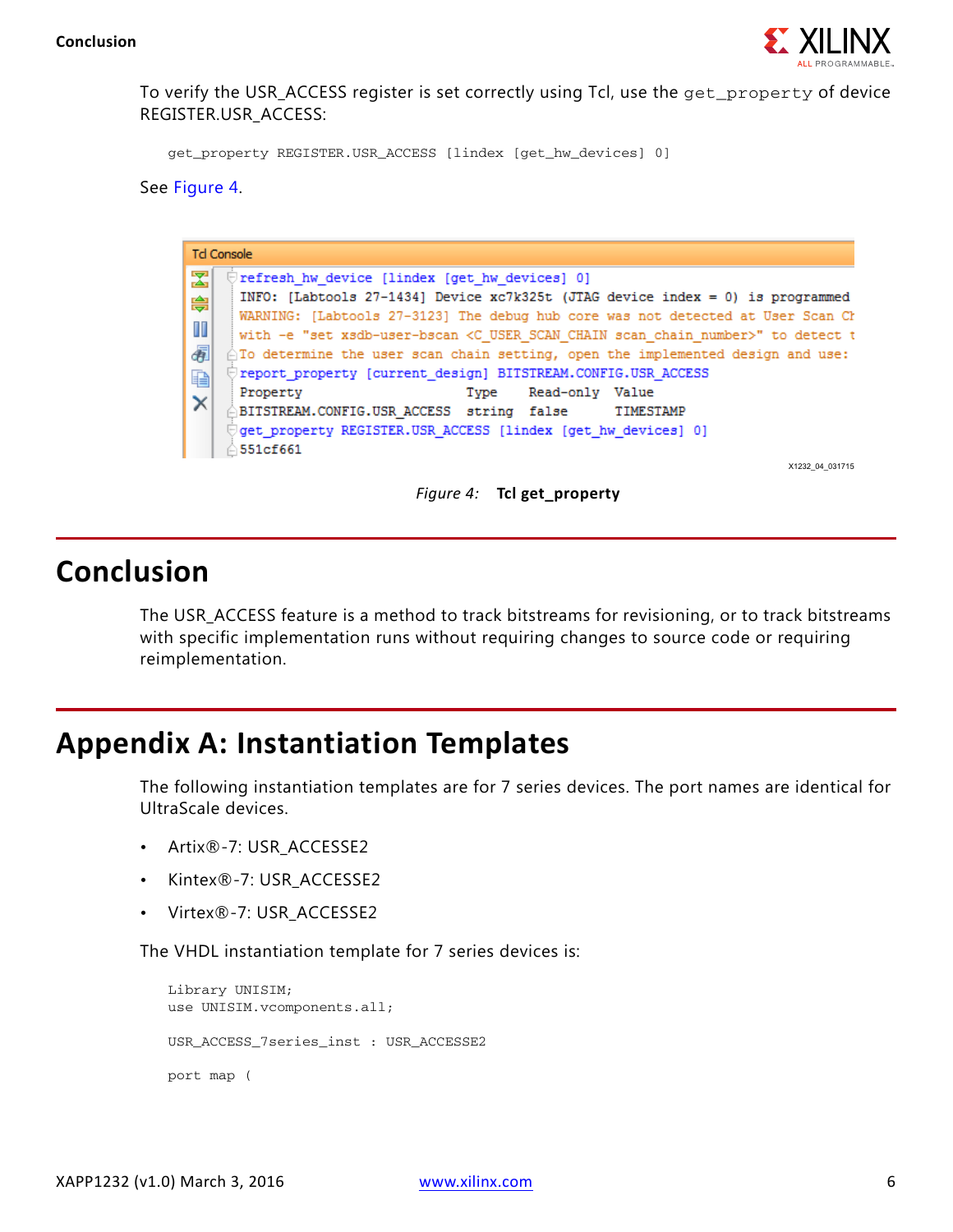To verify the USR_ACCESS register is set correctly using Tcl, use the `get_property` of device REGISTER.USR_ACCESS:

```
get_property REGISTER.USR_ACCESS [lindex [get_hw_devices] 0]
```

See Figure 4.

```
refresh_hw_device [lindex [get_hw_devices] 0]
INFO: [Labtools 27-1434] Device xc7k325t (JTAG device index = 0) is programmed
WARNING: [Labtools 27-3123] The debug hub core was not detected at User Scan Ch
with -e "set xsdb-user-bscan <C_USER_SCAN_CHAIN scan_chain_number>" to detect t
To determine the user scan chain setting, open the implemented design and use:
report_property [current_design] BITSTREAM.CONFIG.USR_ACCESS
Property                    Type    Read-only  Value
BITSTREAM.CONFIG.USR_ACCESS string  false      TIMESTAMP
get_property REGISTER.USR_ACCESS [lindex [get_hw_devices] 0]
551cf661
```

*Figure 4:* **Tcl get_property**

# Conclusion

The USR_ACCESS feature is a method to track bitstreams for revisioning, or to track bitstreams with specific implementation runs without requiring changes to source code or requiring reimplementation.

# Appendix A: Instantiation Templates

The following instantiation templates are for 7 series devices. The port names are identical for UltraScale devices.

- Artix®-7: USR_ACCESSE2
- Kintex®-7: USR_ACCESSE2
- Virtex®-7: USR_ACCESSE2

The VHDL instantiation template for 7 series devices is:

```
Library UNISIM;
use UNISIM.vcomponents.all;

USR_ACCESS_7series_inst : USR_ACCESSE2

port map (
```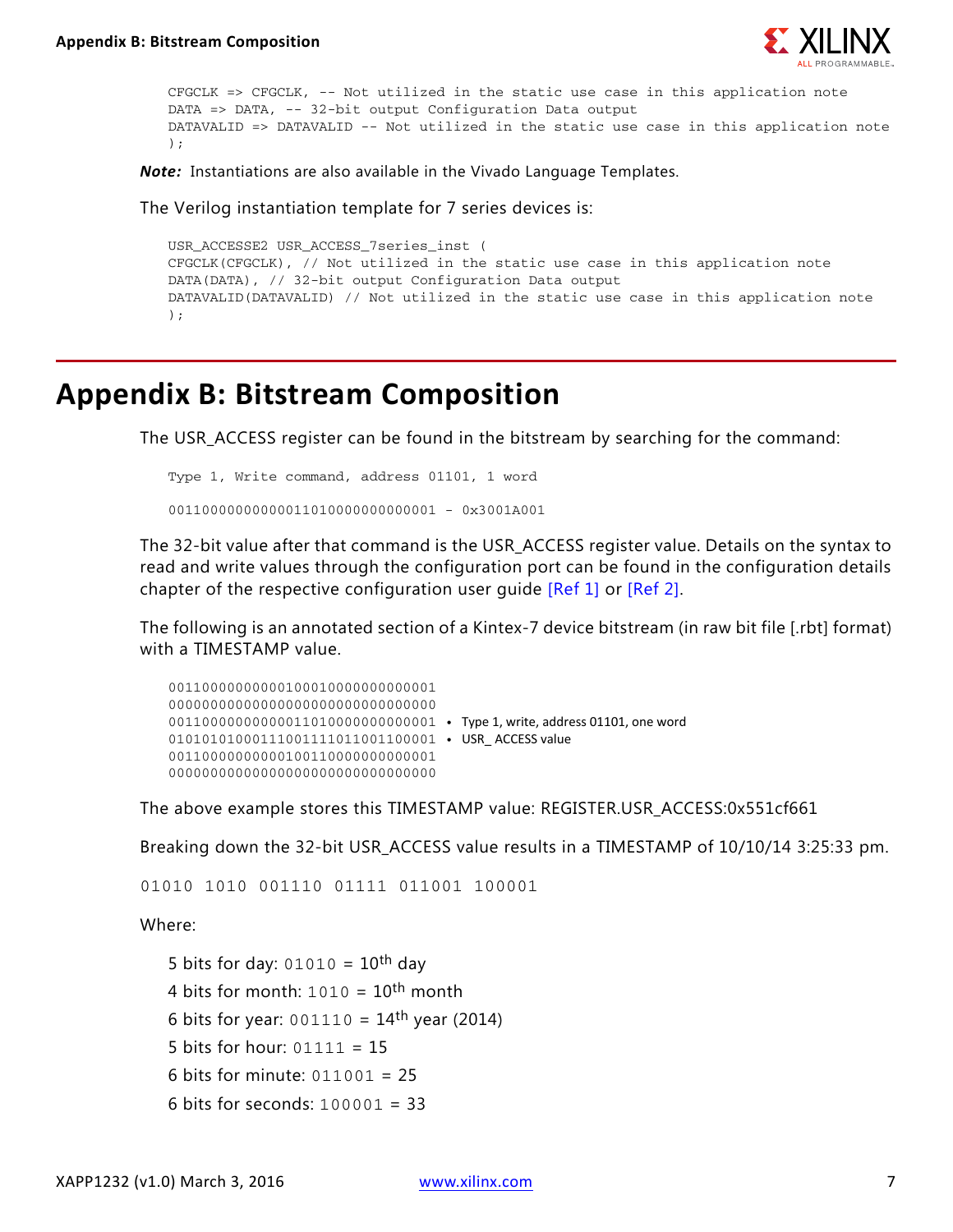```
CFGCLK => CFGCLK, -- Not utilized in the static use case in this application note
DATA => DATA, -- 32-bit output Configuration Data output
DATAVALID => DATAVALID -- Not utilized in the static use case in this application note
);
```

***Note:*** Instantiations are also available in the Vivado Language Templates.

The Verilog instantiation template for 7 series devices is:

```
USR_ACCESSE2 USR_ACCESS_7series_inst (
CFGCLK(CFGCLK), // Not utilized in the static use case in this application note
DATA(DATA), // 32-bit output Configuration Data output
DATAVALID(DATAVALID) // Not utilized in the static use case in this application note
);
```

# Appendix B: Bitstream Composition

The USR_ACCESS register can be found in the bitstream by searching for the command:

```
Type 1, Write command, address 01101, 1 word

00110000000000011010000000000001 - 0x3001A001
```

The 32-bit value after that command is the USR_ACCESS register value. Details on the syntax to read and write values through the configuration port can be found in the configuration details chapter of the respective configuration user guide [Ref 1] or [Ref 2].

The following is an annotated section of a Kintex-7 device bitstream (in raw bit file [.rbt] format) with a TIMESTAMP value.

```
00110000000000010001000000000001
00000000000000000000000000000000
00110000000000011010000000000001  • Type 1, write, address 01101, one word
01010101000111001111011001100001  • USR_ ACCESS value
00110000000000010011000000000001
00000000000000000000000000000000
```

The above example stores this TIMESTAMP value: REGISTER.USR_ACCESS:0x551cf661

Breaking down the 32-bit USR_ACCESS value results in a TIMESTAMP of 10/10/14 3:25:33 pm.

```
01010 1010 001110 01111 011001 100001
```

Where:

- 5 bits for day: `01010` = 10th day
- 4 bits for month: `1010` = 10th month
- 6 bits for year: `001110` = 14th year (2014)
- 5 bits for hour: `01111` = 15
- 6 bits for minute: `011001` = 25
- 6 bits for seconds: `100001` = 33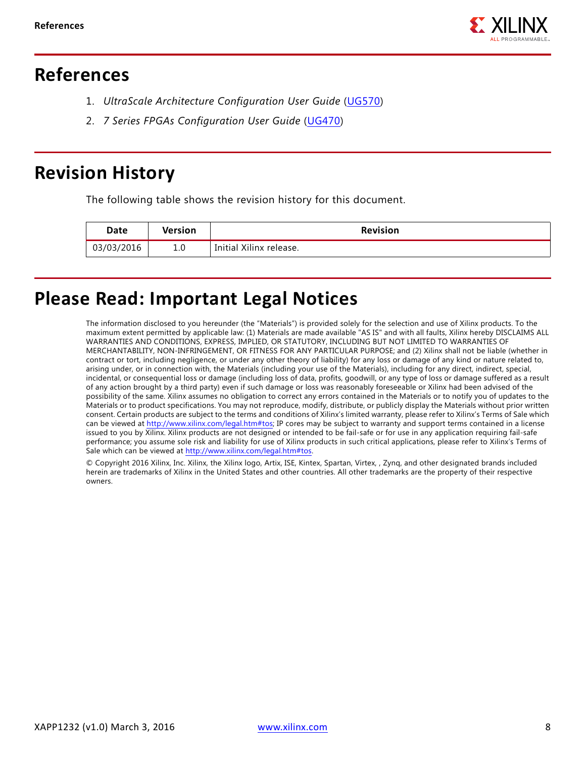# References

1. *UltraScale Architecture Configuration User Guide* (UG570)
2. *7 Series FPGAs Configuration User Guide* (UG470)

# Revision History

The following table shows the revision history for this document.

| Date | Version | Revision |
|---|---|---|
| 03/03/2016 | 1.0 | Initial Xilinx release. |

# Please Read: Important Legal Notices

The information disclosed to you hereunder (the "Materials") is provided solely for the selection and use of Xilinx products. To the maximum extent permitted by applicable law: (1) Materials are made available "AS IS" and with all faults, Xilinx hereby DISCLAIMS ALL WARRANTIES AND CONDITIONS, EXPRESS, IMPLIED, OR STATUTORY, INCLUDING BUT NOT LIMITED TO WARRANTIES OF MERCHANTABILITY, NON-INFRINGEMENT, OR FITNESS FOR ANY PARTICULAR PURPOSE; and (2) Xilinx shall not be liable (whether in contract or tort, including negligence, or under any other theory of liability) for any loss or damage of any kind or nature related to, arising under, or in connection with, the Materials (including your use of the Materials), including for any direct, indirect, special, incidental, or consequential loss or damage (including loss of data, profits, goodwill, or any type of loss or damage suffered as a result of any action brought by a third party) even if such damage or loss was reasonably foreseeable or Xilinx had been advised of the possibility of the same. Xilinx assumes no obligation to correct any errors contained in the Materials or to notify you of updates to the Materials or to product specifications. You may not reproduce, modify, distribute, or publicly display the Materials without prior written consent. Certain products are subject to the terms and conditions of Xilinx's limited warranty, please refer to Xilinx's Terms of Sale which can be viewed at http://www.xilinx.com/legal.htm#tos; IP cores may be subject to warranty and support terms contained in a license issued to you by Xilinx. Xilinx products are not designed or intended to be fail-safe or for use in any application requiring fail-safe performance; you assume sole risk and liability for use of Xilinx products in such critical applications, please refer to Xilinx's Terms of Sale which can be viewed at http://www.xilinx.com/legal.htm#tos.

© Copyright 2016 Xilinx, Inc. Xilinx, the Xilinx logo, Artix, ISE, Kintex, Spartan, Virtex, , Zynq, and other designated brands included herein are trademarks of Xilinx in the United States and other countries. All other trademarks are the property of their respective owners.